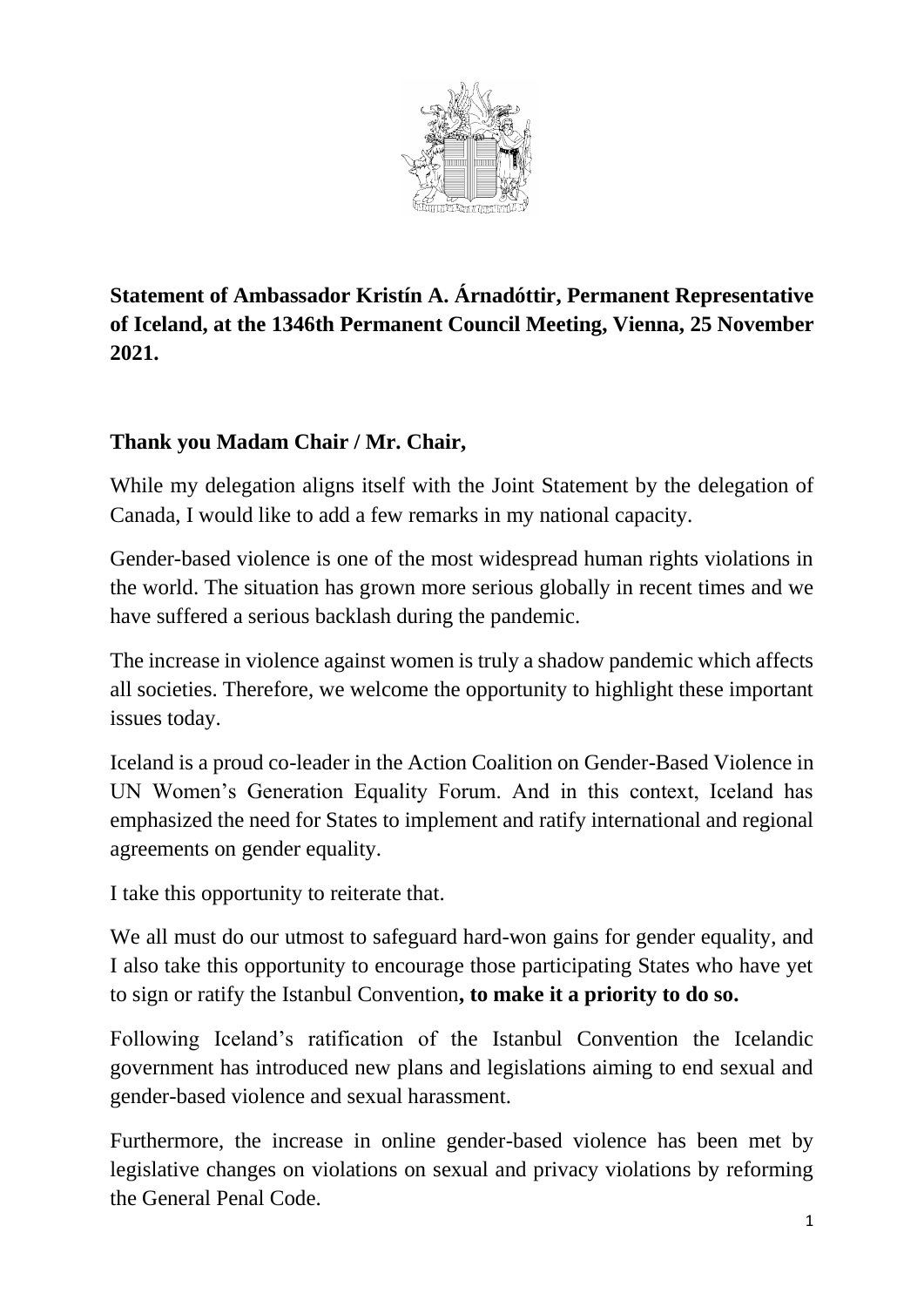**Statement of Ambassador Kristín A. Árnadóttir, Permanent Representative of Iceland, at the 1346th Permanent Council Meeting, Vienna, 25 November 2021.**

**Thank you Madam Chair / Mr. Chair,**

While my delegation aligns itself with the Joint Statement by the delegation of Canada, I would like to add a few remarks in my national capacity.

Gender-based violence is one of the most widespread human rights violations in the world. The situation has grown more serious globally in recent times and we have suffered a serious backlash during the pandemic.

The increase in violence against women is truly a shadow pandemic which affects all societies. Therefore, we welcome the opportunity to highlight these important issues today.

Iceland is a proud co-leader in the Action Coalition on Gender-Based Violence in UN Women's Generation Equality Forum. And in this context, Iceland has emphasized the need for States to implement and ratify international and regional agreements on gender equality.

I take this opportunity to reiterate that.

We all must do our utmost to safeguard hard-won gains for gender equality, and I also take this opportunity to encourage those participating States who have yet to sign or ratify the Istanbul Convention**, to make it a priority to do so.**

Following Iceland's ratification of the Istanbul Convention the Icelandic government has introduced new plans and legislations aiming to end sexual and gender-based violence and sexual harassment.

Furthermore, the increase in online gender-based violence has been met by legislative changes on violations on sexual and privacy violations by reforming the General Penal Code.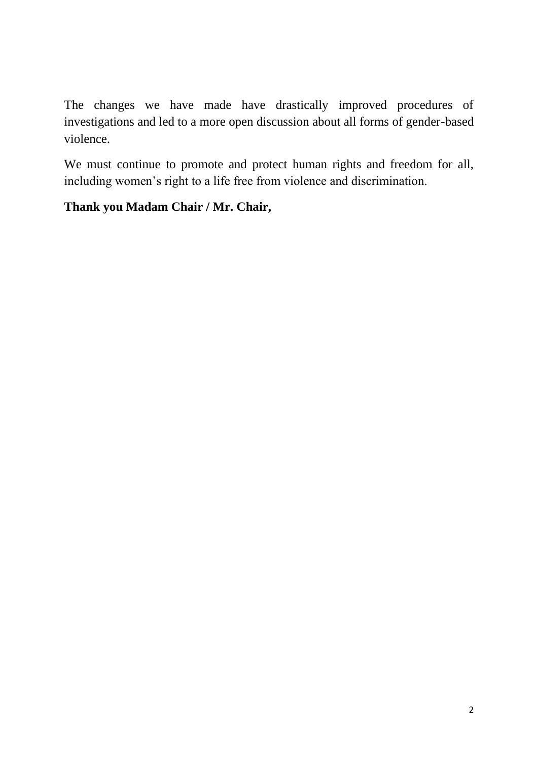The changes we have made have drastically improved procedures of investigations and led to a more open discussion about all forms of gender-based violence.

We must continue to promote and protect human rights and freedom for all, including women's right to a life free from violence and discrimination.

**Thank you Madam Chair / Mr. Chair,**